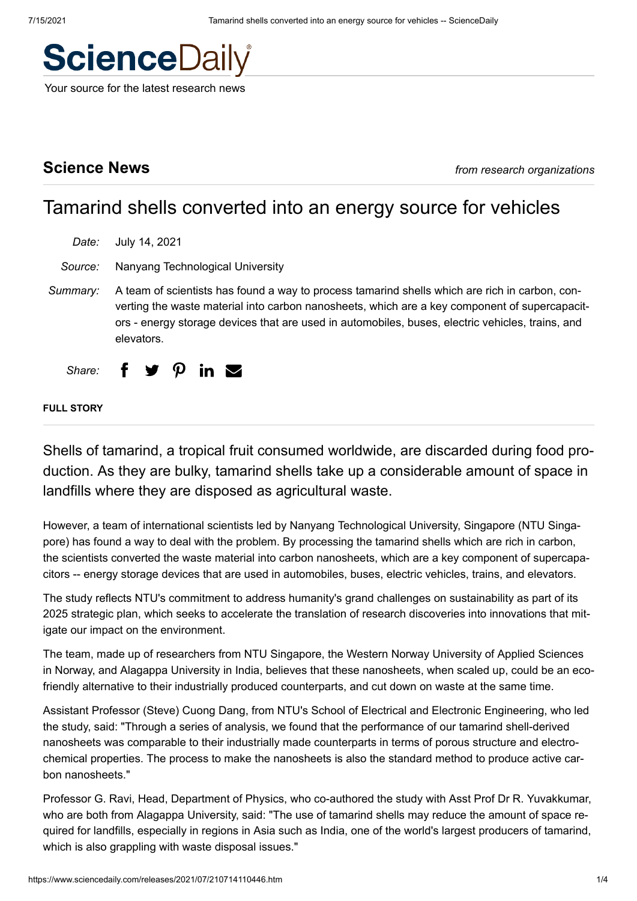# ScienceDaily

Your source for the latest research news

## Science News

*from research organizations*

# Tamarind shells converted into an energy source for vehicles

*Date:* July 14, 2021

*Source:* Nanyang Technological University

*Summary:* A team of scientists has found a way to process tamarind shells which are rich in carbon, converting the waste material into carbon nanosheets, which are a key component of supercapacitors - energy storage devices that are used in automobiles, buses, electric vehicles, trains, and elevators.

*Share:*

**FULL STORY**

Shells of tamarind, a tropical fruit consumed worldwide, are discarded during food production. As they are bulky, tamarind shells take up a considerable amount of space in landfills where they are disposed as agricultural waste.

However, a team of international scientists led by Nanyang Technological University, Singapore (NTU Singapore) has found a way to deal with the problem. By processing the tamarind shells which are rich in carbon, the scientists converted the waste material into carbon nanosheets, which are a key component of supercapacitors -- energy storage devices that are used in automobiles, buses, electric vehicles, trains, and elevators.

The study reflects NTU's commitment to address humanity's grand challenges on sustainability as part of its 2025 strategic plan, which seeks to accelerate the translation of research discoveries into innovations that mitigate our impact on the environment.

The team, made up of researchers from NTU Singapore, the Western Norway University of Applied Sciences in Norway, and Alagappa University in India, believes that these nanosheets, when scaled up, could be an eco-friendly alternative to their industrially produced counterparts, and cut down on waste at the same time.

Assistant Professor (Steve) Cuong Dang, from NTU's School of Electrical and Electronic Engineering, who led the study, said: "Through a series of analysis, we found that the performance of our tamarind shell-derived nanosheets was comparable to their industrially made counterparts in terms of porous structure and electrochemical properties. The process to make the nanosheets is also the standard method to produce active carbon nanosheets."

Professor G. Ravi, Head, Department of Physics, who co-authored the study with Asst Prof Dr R. Yuvakkumar, who are both from Alagappa University, said: "The use of tamarind shells may reduce the amount of space required for landfills, especially in regions in Asia such as India, one of the world's largest producers of tamarind, which is also grappling with waste disposal issues."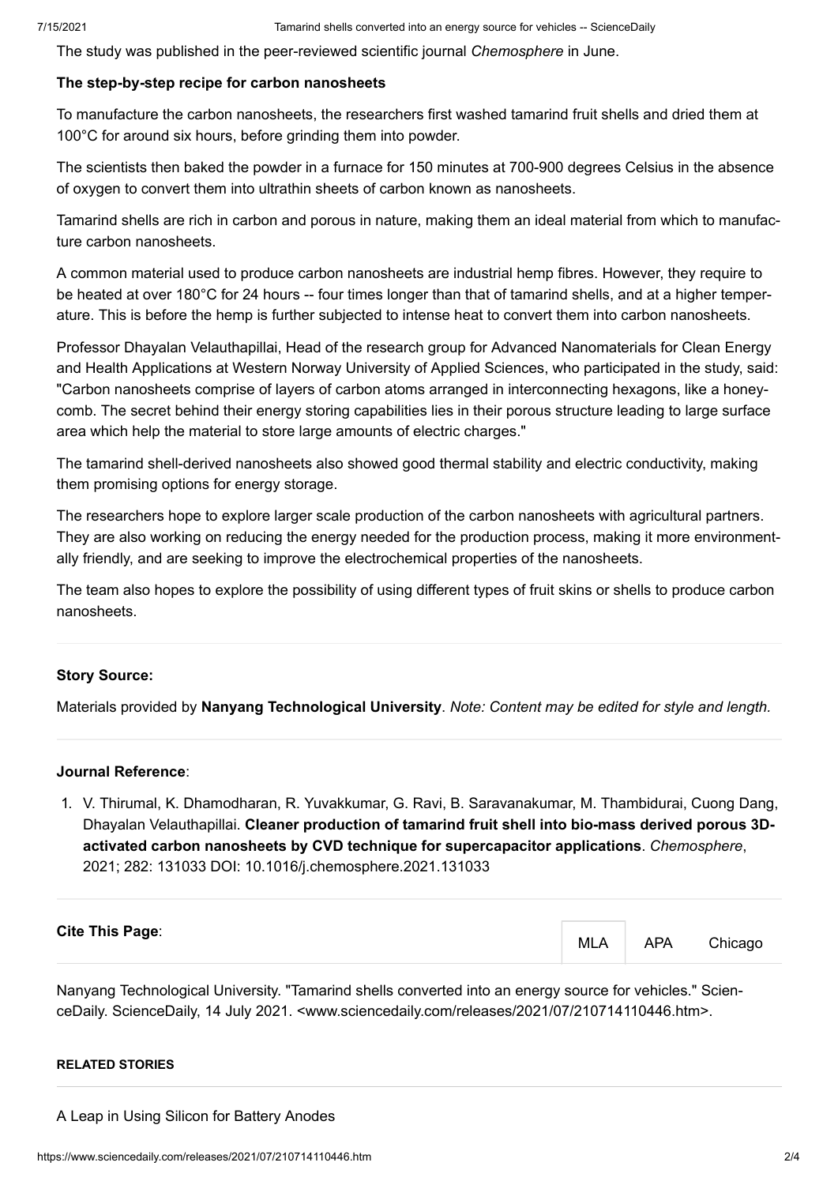The study was published in the peer-reviewed scientific journal *Chemosphere* in June.

**The step-by-step recipe for carbon nanosheets**

To manufacture the carbon nanosheets, the researchers first washed tamarind fruit shells and dried them at 100°C for around six hours, before grinding them into powder.

The scientists then baked the powder in a furnace for 150 minutes at 700-900 degrees Celsius in the absence of oxygen to convert them into ultrathin sheets of carbon known as nanosheets.

Tamarind shells are rich in carbon and porous in nature, making them an ideal material from which to manufacture carbon nanosheets.

A common material used to produce carbon nanosheets are industrial hemp fibres. However, they require to be heated at over 180°C for 24 hours -- four times longer than that of tamarind shells, and at a higher temperature. This is before the hemp is further subjected to intense heat to convert them into carbon nanosheets.

Professor Dhayalan Velauthapillai, Head of the research group for Advanced Nanomaterials for Clean Energy and Health Applications at Western Norway University of Applied Sciences, who participated in the study, said: "Carbon nanosheets comprise of layers of carbon atoms arranged in interconnecting hexagons, like a honeycomb. The secret behind their energy storing capabilities lies in their porous structure leading to large surface area which help the material to store large amounts of electric charges."

The tamarind shell-derived nanosheets also showed good thermal stability and electric conductivity, making them promising options for energy storage.

The researchers hope to explore larger scale production of the carbon nanosheets with agricultural partners. They are also working on reducing the energy needed for the production process, making it more environmentally friendly, and are seeking to improve the electrochemical properties of the nanosheets.

The team also hopes to explore the possibility of using different types of fruit skins or shells to produce carbon nanosheets.

**Story Source:**

Materials provided by **Nanyang Technological University**. *Note: Content may be edited for style and length.*

**Journal Reference**:

1. V. Thirumal, K. Dhamodharan, R. Yuvakkumar, G. Ravi, B. Saravanakumar, M. Thambidurai, Cuong Dang, Dhayalan Velauthapillai. **Cleaner production of tamarind fruit shell into bio-mass derived porous 3D-activated carbon nanosheets by CVD technique for supercapacitor applications**. *Chemosphere*, 2021; 282: 131033 DOI: 10.1016/j.chemosphere.2021.131033

**Cite This Page**:

MLA APA Chicago

Nanyang Technological University. "Tamarind shells converted into an energy source for vehicles." ScienceDaily. ScienceDaily, 14 July 2021. <www.sciencedaily.com/releases/2021/07/210714110446.htm>.

**RELATED STORIES**

A Leap in Using Silicon for Battery Anodes